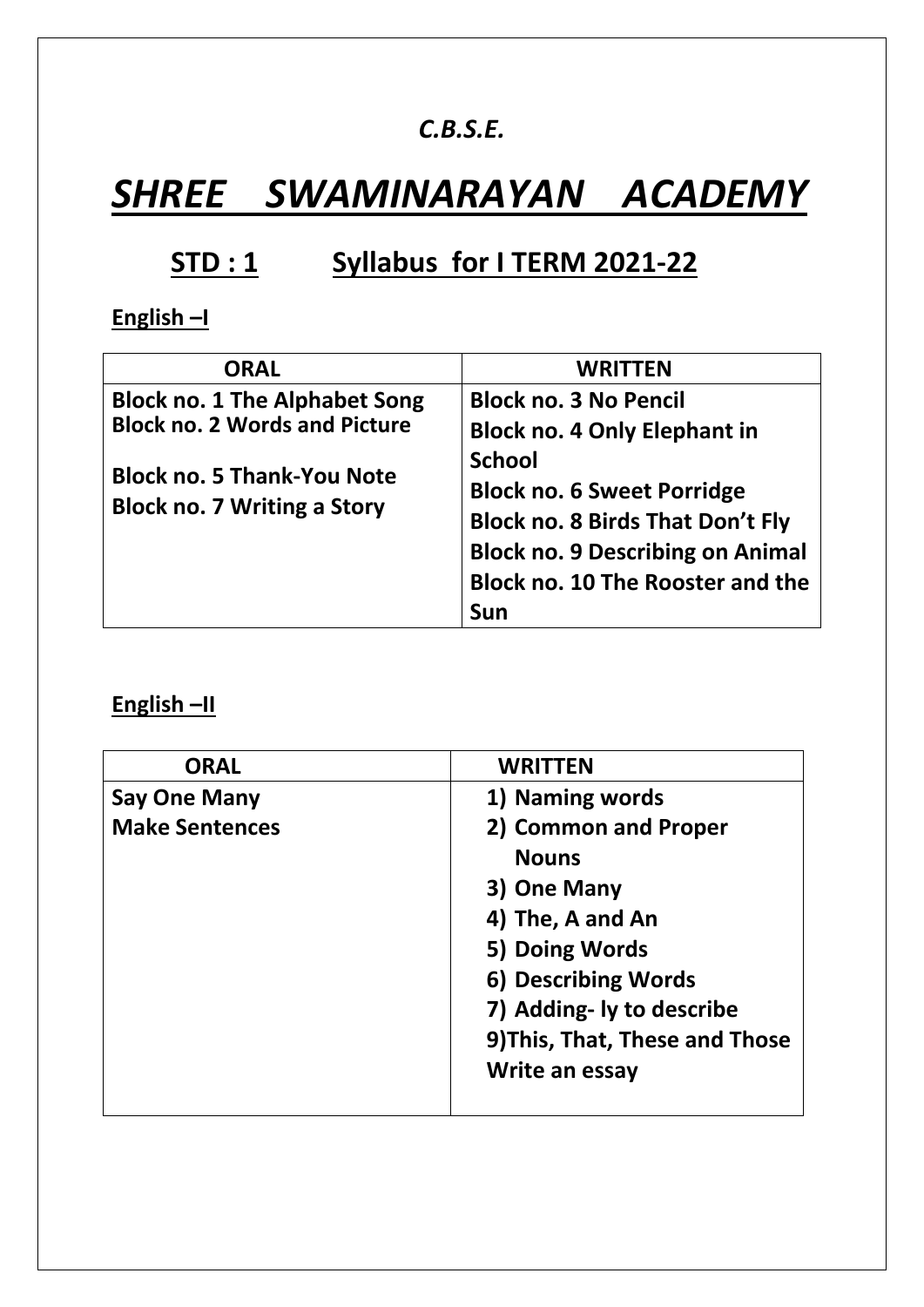*C.B.S.E.*

# *SHREE SWAMINARAYAN ACADEMY*

## STD : 1 Syllabus for I TERM 2021-22

**English –I**

| ORAL | WRITTEN |
|---|---|
| **Block no. 1 The Alphabet Song**<br>**Block no. 2 Words and Picture**<br>**Block no. 5 Thank-You Note**<br>**Block no. 7 Writing a Story** | **Block no. 3 No Pencil**<br>**Block no. 4 Only Elephant in School**<br>**Block no. 6 Sweet Porridge**<br>**Block no. 8 Birds That Don't Fly**<br>**Block no. 9 Describing on Animal**<br>**Block no. 10 The Rooster and the Sun** |

**English –II**

| ORAL | WRITTEN |
|---|---|
| **Say One Many**<br>**Make Sentences** | **1) Naming words**<br>**2) Common and Proper Nouns**<br>**3) One Many**<br>**4) The, A and An**<br>**5) Doing Words**<br>**6) Describing Words**<br>**7) Adding- ly to describe**<br>**9)This, That, These and Those**<br>**Write an essay** |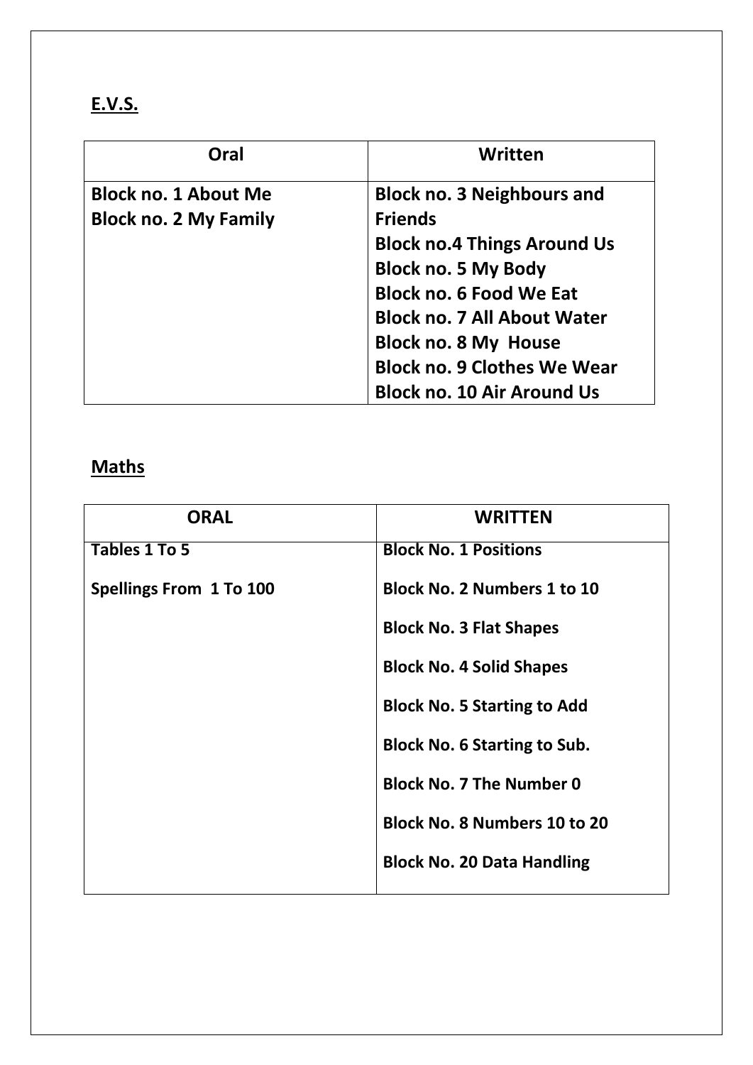**E.V.S.**

| Oral | Written |
|---|---|
| **Block no. 1 About Me**<br>**Block no. 2 My Family** | **Block no. 3 Neighbours and Friends**<br>**Block no.4 Things Around Us**<br>**Block no. 5 My Body**<br>**Block no. 6 Food We Eat**<br>**Block no. 7 All About Water**<br>**Block no. 8 My House**<br>**Block no. 9 Clothes We Wear**<br>**Block no. 10 Air Around Us** |

**Maths**

| ORAL | WRITTEN |
|---|---|
| **Tables 1 To 5**<br>**Spellings From 1 To 100** | **Block No. 1 Positions**<br>**Block No. 2 Numbers 1 to 10**<br>**Block No. 3 Flat Shapes**<br>**Block No. 4 Solid Shapes**<br>**Block No. 5 Starting to Add**<br>**Block No. 6 Starting to Sub.**<br>**Block No. 7 The Number 0**<br>**Block No. 8 Numbers 10 to 20**<br>**Block No. 20 Data Handling** |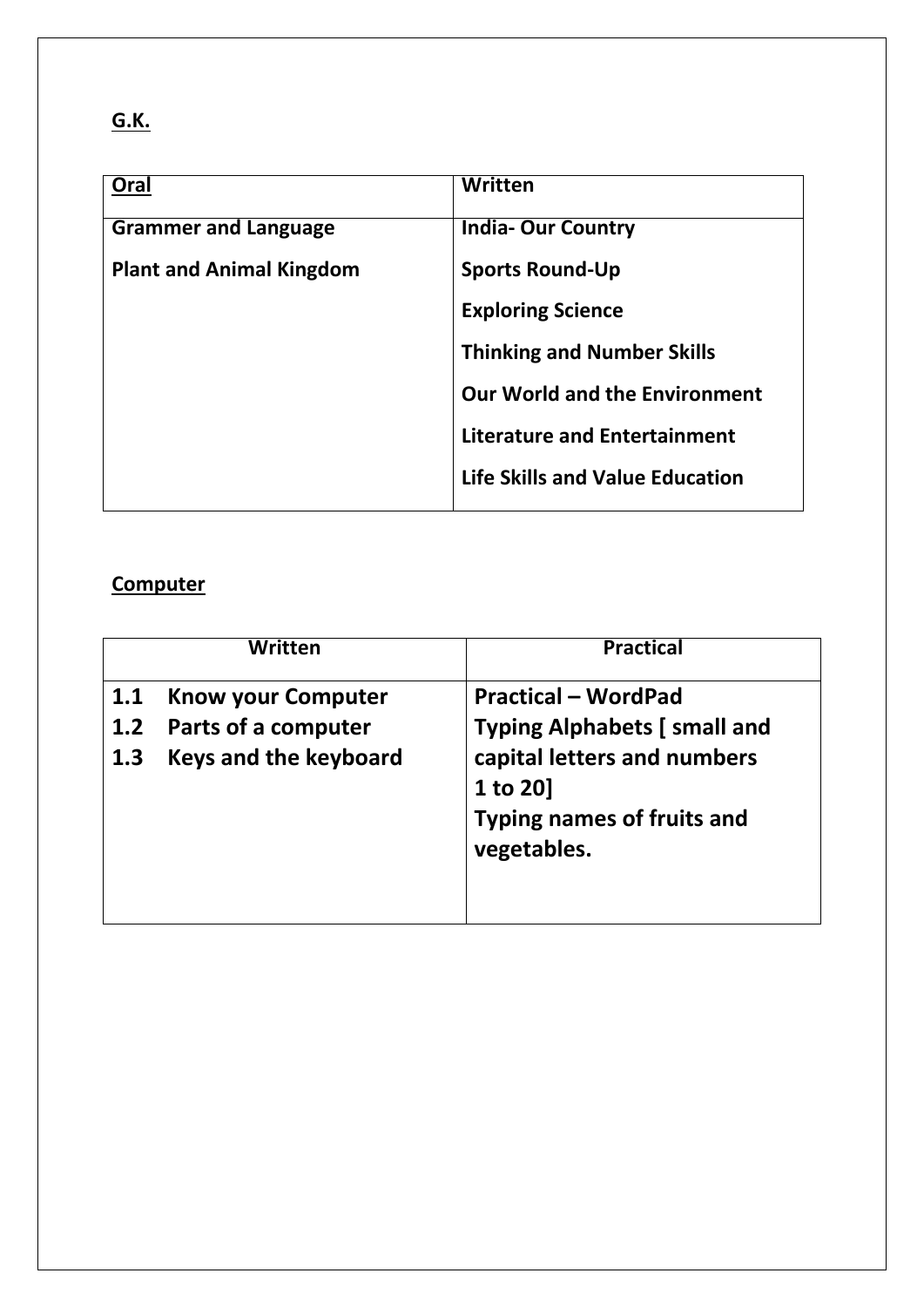**G.K.**

| Oral | Written |
| --- | --- |
| **Grammer and Language** | **India- Our Country** |
| **Plant and Animal Kingdom** | **Sports Round-Up** |
| | **Exploring Science** |
| | **Thinking and Number Skills** |
| | **Our World and the Environment** |
| | **Literature and Entertainment** |
| | **Life Skills and Value Education** |

**Computer**

| Written | Practical |
| --- | --- |
| **1.1 Know your Computer**<br>**1.2 Parts of a computer**<br>**1.3 Keys and the keyboard** | **Practical – WordPad**<br>**Typing Alphabets [ small and capital letters and numbers 1 to 20]**<br>**Typing names of fruits and vegetables.** |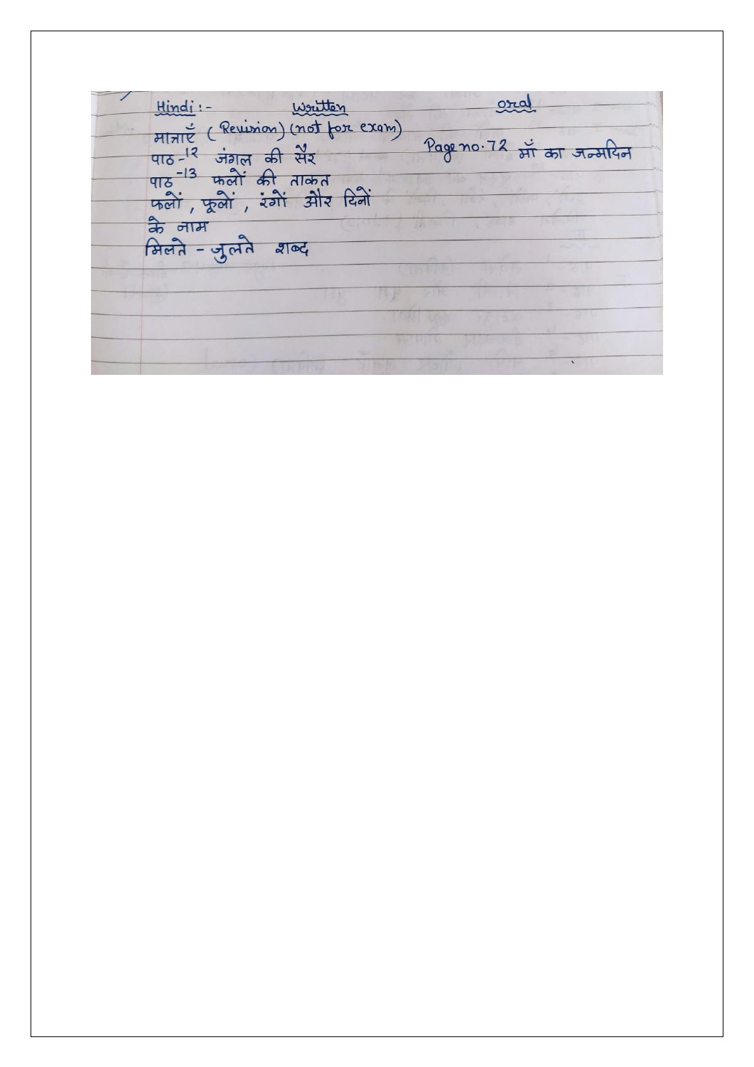Hindi :- Written | Oral

मात्राएँ (Revision) (not for exam)

पाठ -12 जंगल की सैर

पाठ -13 फलों की ताकत

फलों, फूलों, रंगों और दिनों के नाम

मिलते - जुलते शब्द

Page no. 72 माँ का जन्मदिन